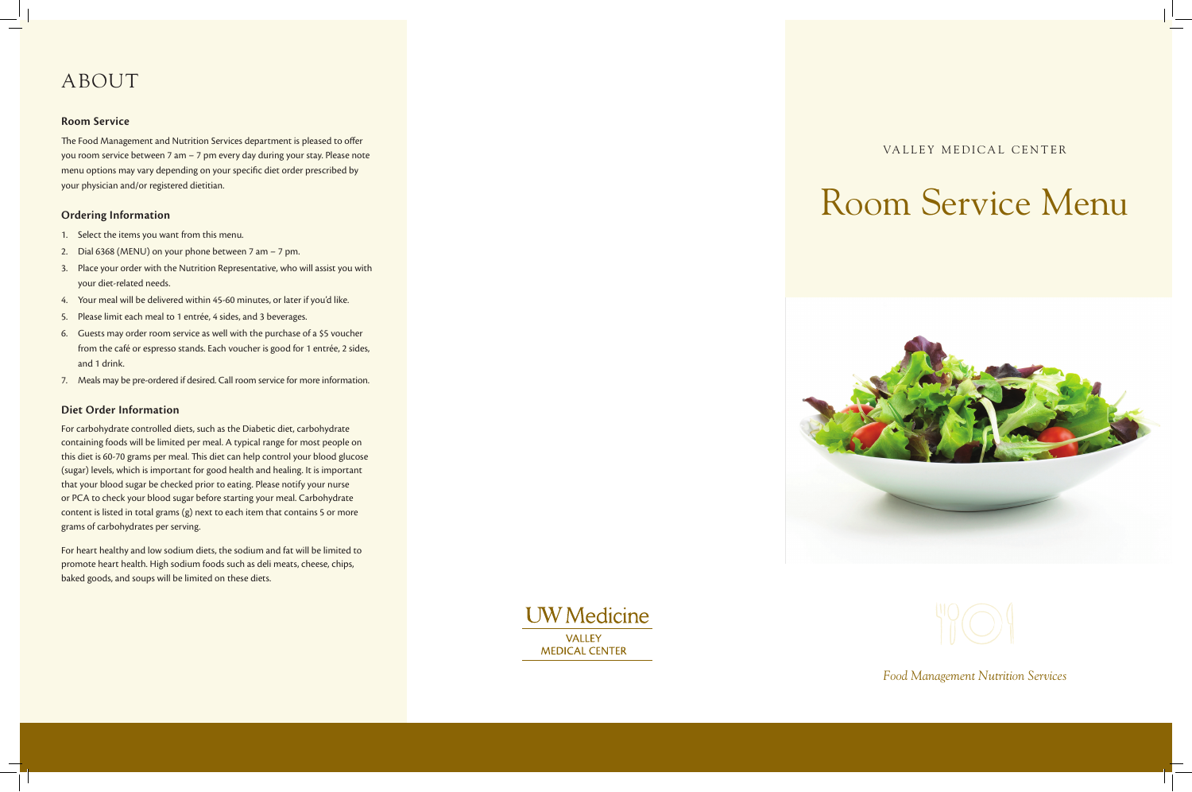# ABOUT

### Room Service

The Food Management and Nutrition Services department is pleased to offer you room service between 7 am – 7 pm every day during your stay. Please note menu options may vary depending on your specific diet order prescribed by your physician and/or registered dietitian.

### Ordering Information

1. Select the items you want from this menu.
2. Dial 6368 (MENU) on your phone between 7 am – 7 pm.
3. Place your order with the Nutrition Representative, who will assist you with your diet-related needs.
4. Your meal will be delivered within 45-60 minutes, or later if you'd like.
5. Please limit each meal to 1 entrée, 4 sides, and 3 beverages.
6. Guests may order room service as well with the purchase of a $5 voucher from the café or espresso stands. Each voucher is good for 1 entrée, 2 sides, and 1 drink.
7. Meals may be pre-ordered if desired. Call room service for more information.

### Diet Order Information

For carbohydrate controlled diets, such as the Diabetic diet, carbohydrate containing foods will be limited per meal. A typical range for most people on this diet is 60-70 grams per meal. This diet can help control your blood glucose (sugar) levels, which is important for good health and healing. It is important that your blood sugar be checked prior to eating. Please notify your nurse or PCA to check your blood sugar before starting your meal. Carbohydrate content is listed in total grams (g) next to each item that contains 5 or more grams of carbohydrates per serving.

For heart healthy and low sodium diets, the sodium and fat will be limited to promote heart health. High sodium foods such as deli meats, cheese, chips, baked goods, and soups will be limited on these diets.

UW Medicine

VALLEY MEDICAL CENTER

VALLEY MEDICAL CENTER

# Room Service Menu

*Food Management Nutrition Services*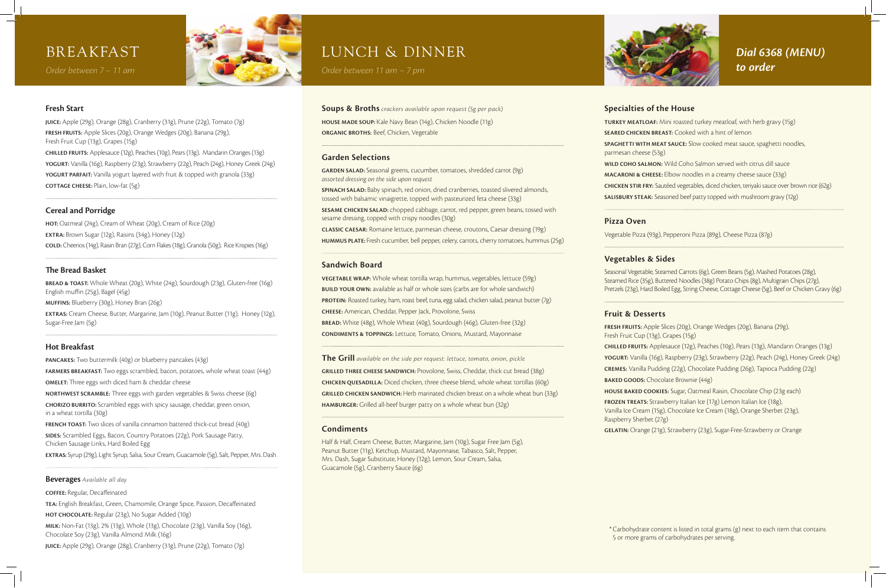# BREAKFAST

*Order between 7 – 11 am*

## Fresh Start

**JUICE:** Apple (29g), Orange (28g), Cranberry (31g), Prune (22g), Tomato (7g)

**FRESH FRUITS:** Apple Slices (20g), Orange Wedges (20g), Banana (29g), Fresh Fruit Cup (13g), Grapes (15g)

**CHILLED FRUITS:** Applesauce (12g), Peaches (10g), Pears (13g), Mandarin Oranges (13g)

**YOGURT:** Vanilla (16g), Raspberry (23g), Strawberry (22g), Peach (24g), Honey Greek (24g)

**YOGURT PARFAIT:** Vanilla yogurt layered with fruit & topped with granola (33g)

**COTTAGE CHEESE:** Plain, low-fat (5g)

## Cereal and Porridge

**HOT:** Oatmeal (24g), Cream of Wheat (20g), Cream of Rice (20g)

**EXTRA:** Brown Sugar (12g), Raisins (34g), Honey (12g)

**COLD:** Cheerios (14g), Raisin Bran (27g), Corn Flakes (18g), Granola (50g), Rice Krispies (16g)

## The Bread Basket

**BREAD & TOAST:** Whole Wheat (20g), White (24g), Sourdough (23g), Gluten-free (16g) English muffin (25g), Bagel (45g)

**MUFFINS:** Blueberry (30g), Honey Bran (26g)

**EXTRAS:** Cream Cheese, Butter, Margarine, Jam (10g), Peanut Butter (11g), Honey (12g), Sugar-Free Jam (5g)

## Hot Breakfast

**PANCAKES:** Two buttermilk (40g) or blueberry pancakes (43g)

**FARMERS BREAKFAST:** Two eggs scrambled, bacon, potatoes, whole wheat toast (44g)

**OMELET:** Three eggs with diced ham & cheddar cheese

**NORTHWEST SCRAMBLE:** Three eggs with garden vegetables & Swiss cheese (6g)

**CHORIZO BURRITO:** Scrambled eggs with spicy sausage, cheddar, green onion, in a wheat tortilla (30g)

**FRENCH TOAST:** Two slices of vanilla cinnamon battered thick-cut bread (40g)

**SIDES:** Scrambled Eggs, Bacon, Country Potatoes (22g), Pork Sausage Patty, Chicken Sausage Links, Hard Boiled Egg

**EXTRAS:** Syrup (29g), Light Syrup, Salsa, Sour Cream, Guacamole (5g), Salt, Pepper, Mrs. Dash

## Beverages *Available all day*

**COFFEE:** Regular, Decaffeinated

**TEA:** English Breakfast, Green, Chamomile, Orange Spice, Passion, Decaffeinated

**HOT CHOCOLATE:** Regular (23g), No Sugar Added (10g)

**MILK:** Non-Fat (13g), 2% (13g), Whole (13g), Chocolate (23g), Vanilla Soy (16g), Chocolate Soy (23g), Vanilla Almond Milk (16g)

**JUICE:** Apple (29g), Orange (28g), Cranberry (31g), Prune (22g), Tomato (7g)

# LUNCH & DINNER

*Order between 11 am – 7 pm*

***Dial 6368 (MENU) to order***

## Soups & Broths *crackers available upon request (5g per pack)*

**HOUSE MADE SOUP:** Kale Navy Bean (14g), Chicken Noodle (11g)

**ORGANIC BROTHS:** Beef, Chicken, Vegetable

## Garden Selections

**GARDEN SALAD:** Seasonal greens, cucumber, tomatoes, shredded carrot (9g)
*assorted dressing on the side upon request*

**SPINACH SALAD:** Baby spinach, red onion, dried cranberries, toasted slivered almonds, tossed with balsamic vinaigrette, topped with pasteurized feta cheese (33g)

**SESAME CHICKEN SALAD:** chopped cabbage, carrot, red pepper, green beans, tossed with sesame dressing, topped with crispy noodles (30g)

**CLASSIC CAESAR:** Romaine lettuce, parmesan cheese, croutons, Caesar dressing (19g)

**HUMMUS PLATE:** Fresh cucumber, bell pepper, celery, carrots, cherry tomatoes, hummus (25g)

## Sandwich Board

**VEGETABLE WRAP:** Whole wheat tortilla wrap, hummus, vegetables, lettuce (59g)

**BUILD YOUR OWN:** available as half or whole sizes (carbs are for whole sandwich)

**PROTEIN:** Roasted turkey, ham, roast beef, tuna, egg salad, chicken salad, peanut butter (7g)

**CHEESE:** American, Cheddar, Pepper Jack, Provolone, Swiss

**BREAD:** White (48g), Whole Wheat (40g), Sourdough (46g), Gluten-free (32g)

**CONDIMENTS & TOPPINGS:** Lettuce, Tomato, Onions, Mustard, Mayonnaise

## The Grill *available on the side per request: lettuce, tomato, onion, pickle*

**GRILLED THREE CHEESE SANDWICH:** Provolone, Swiss, Cheddar, thick cut bread (38g)

**CHICKEN QUESADILLA:** Diced chicken, three cheese blend, whole wheat tortillas (60g)

**GRILLED CHICKEN SANDWICH:** Herb marinated chicken breast on a whole wheat bun (33g)

**HAMBURGER:** Grilled all-beef burger patty on a whole wheat bun (32g)

## Condiments

Half & Half, Cream Cheese, Butter, Margarine, Jam (10g), Sugar Free Jam (5g), Peanut Butter (11g), Ketchup, Mustard, Mayonnaise, Tabasco, Salt, Pepper, Mrs. Dash, Sugar Substitute, Honey (12g), Lemon, Sour Cream, Salsa, Guacamole (5g), Cranberry Sauce (6g)

## Specialties of the House

**TURKEY MEATLOAF:** Mini roasted turkey meatloaf, with herb gravy (15g)

**SEARED CHICKEN BREAST:** Cooked with a hint of lemon

**SPAGHETTI WITH MEAT SAUCE:** Slow cooked meat sauce, spaghetti noodles, parmesan cheese (53g)

**WILD COHO SALMON:** Wild Coho Salmon served with citrus dill sauce

**MACARONI & CHEESE:** Elbow noodles in a creamy cheese sauce (33g)

**CHICKEN STIR FRY:** Sautéed vegetables, diced chicken, teriyaki sauce over brown rice (62g)

**SALISBURY STEAK:** Seasoned beef patty topped with mushroom gravy (12g)

## Pizza Oven

Vegetable Pizza (93g), Pepperoni Pizza (89g), Cheese Pizza (87g)

## Vegetables & Sides

Seasonal Vegetable, Steamed Carrots (6g), Green Beans (5g), Mashed Potatoes (28g), Steamed Rice (35g), Buttered Noodles (38g) Potato Chips (8g), Multigrain Chips (27g), Pretzels (23g), Hard Boiled Egg, String Cheese, Cottage Cheese (5g), Beef or Chicken Gravy (6g)

## Fruit & Desserts

**FRESH FRUITS:** Apple Slices (20g), Orange Wedges (20g), Banana (29g), Fresh Fruit Cup (13g), Grapes (15g)

**CHILLED FRUITS:** Applesauce (12g), Peaches (10g), Pears (13g), Mandarin Oranges (13g)

**YOGURT:** Vanilla (16g), Raspberry (23g), Strawberry (22g), Peach (24g), Honey Greek (24g)

**CREMES:** Vanilla Pudding (22g), Chocolate Pudding (26g), Tapioca Pudding (22g)

**BAKED GOODS:** Chocolate Brownie (44g)

**HOUSE BAKED COOKIES:** Sugar, Oatmeal Raisin, Chocolate Chip (23g each)

**FROZEN TREATS:** Strawberry Italian Ice (17g) Lemon Italian Ice (18g), Vanilla Ice Cream (15g), Chocolate Ice Cream (18g), Orange Sherbet (23g), Raspberry Sherbet (27g)

**GELATIN:** Orange (21g), Strawberry (23g), Sugar-Free-Strawberry or Orange

* Carbohydrate content is listed in total grams (g) next to each item that contains 5 or more grams of carbohydrates per serving.